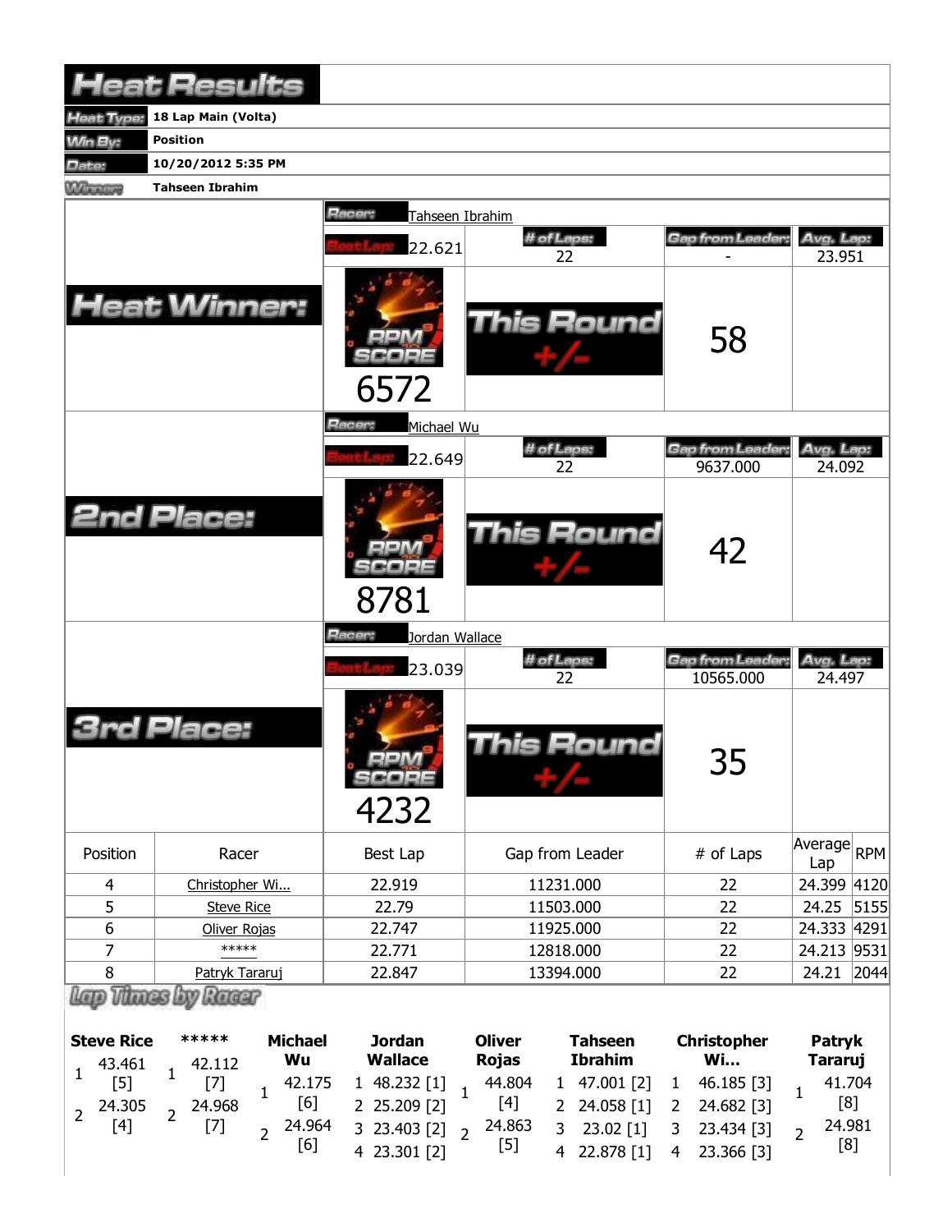# Heat Results

| | |
|---|---|
| Heat Type: | 18 Lap Main (Volta) |
| Win By: | Position |
| Date: | 10/20/2012 5:35 PM |
| Winner: | Tahseen Ibrahim |

## Heat Winner:

Racer: Tahseen Ibrahim

| Best Lap | # of Laps | Gap from Leader | Avg. Lap |
|---|---|---|---|
| 22.621 | 22 | - | 23.951 |

RPM SCORE: 6572

This Round +/-: 58

## 2nd Place:

Racer: Michael Wu

| Best Lap | # of Laps | Gap from Leader | Avg. Lap |
|---|---|---|---|
| 22.649 | 22 | 9637.000 | 24.092 |

RPM SCORE: 8781

This Round +/-: 42

## 3rd Place:

Racer: Jordan Wallace

| Best Lap | # of Laps | Gap from Leader | Avg. Lap |
|---|---|---|---|
| 23.039 | 22 | 10565.000 | 24.497 |

RPM SCORE: 4232

This Round +/-: 35

| Position | Racer | Best Lap | Gap from Leader | # of Laps | Average Lap | RPM |
|---|---|---|---|---|---|---|
| 4 | Christopher Wi... | 22.919 | 11231.000 | 22 | 24.399 | 4120 |
| 5 | Steve Rice | 22.79 | 11503.000 | 22 | 24.25 | 5155 |
| 6 | Oliver Rojas | 22.747 | 11925.000 | 22 | 24.333 | 4291 |
| 7 | ***** | 22.771 | 12818.000 | 22 | 24.213 | 9531 |
| 8 | Patryk Tararuj | 22.847 | 13394.000 | 22 | 24.21 | 2044 |

## Lap Times by Racer

| Lap | Steve Rice | ***** | Michael Wu | Jordan Wallace | Oliver Rojas | Tahseen Ibrahim | Christopher Wi... | Patryk Tararuj |
|---|---|---|---|---|---|---|---|---|
| 1 | 43.461 [5] | 42.112 [7] | 42.175 [6] | 48.232 [1] | 44.804 [4] | 47.001 [2] | 46.185 [3] | 41.704 [8] |
| 2 | 24.305 [4] | 24.968 [7] | 24.964 [6] | 25.209 [2] | 24.863 [5] | 24.058 [1] | 24.682 [3] | 24.981 [8] |
| 3 | | | | 23.403 [2] | | 23.02 [1] | 23.434 [3] | |
| 4 | | | | 23.301 [2] | | 22.878 [1] | 23.366 [3] | |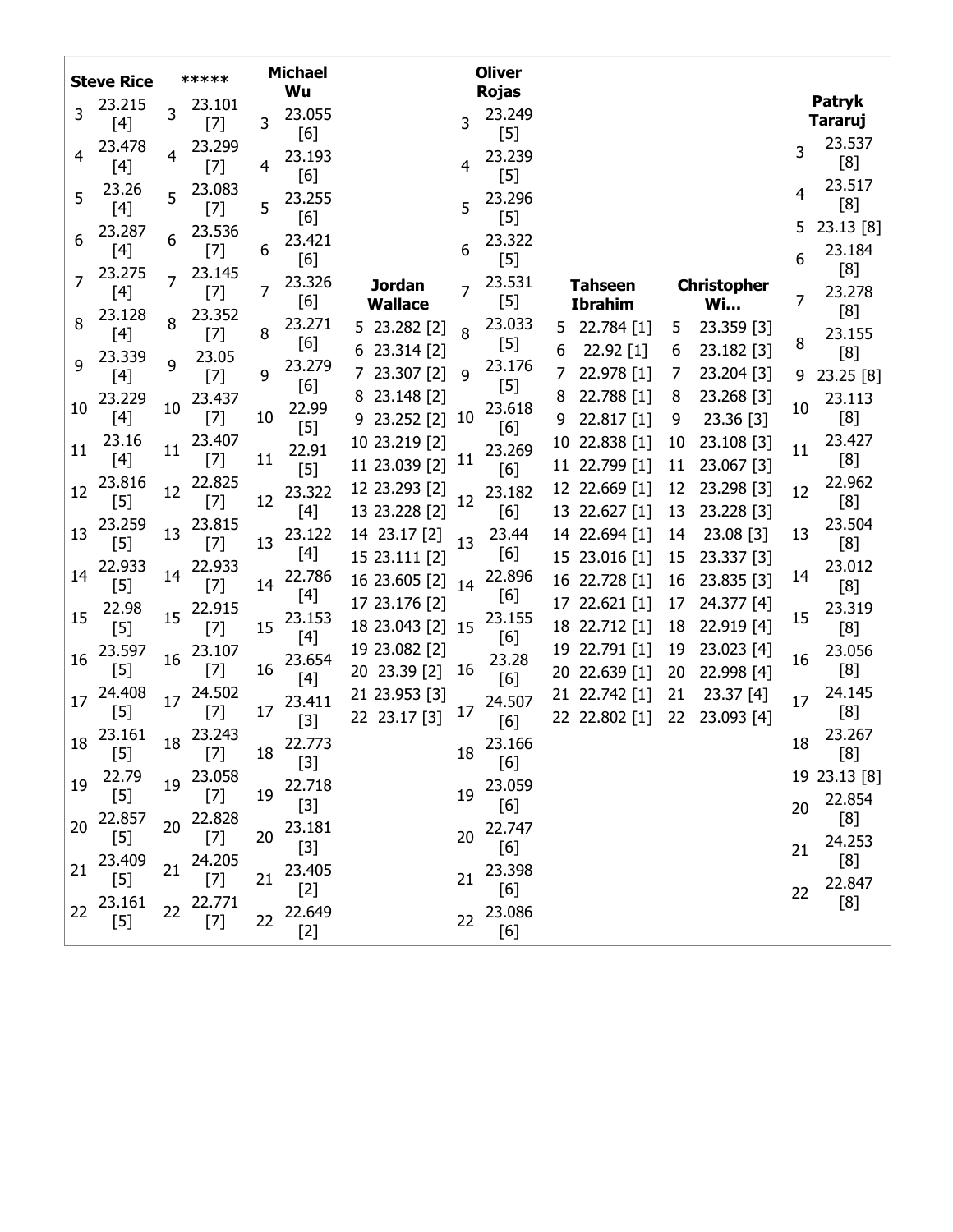| | Steve Rice | ***** | Michael Wu | Jordan Wallace | Oliver Rojas | Tahseen Ibrahim | Christopher Wi... | Patryk Tararuj |
|---|---|---|---|---|---|---|---|---|
| 3 | 23.215 [4] | 23.101 [7] | 23.055 [6] | | 23.249 [5] | | | 23.537 [8] |
| 4 | 23.478 [4] | 23.299 [7] | 23.193 [6] | | 23.239 [5] | | | 23.517 [8] |
| 5 | 23.26 [4] | 23.083 [7] | 23.255 [6] | 23.282 [2] | 23.296 [5] | 22.784 [1] | 23.359 [3] | 23.13 [8] |
| 6 | 23.287 [4] | 23.536 [7] | 23.421 [6] | 23.314 [2] | 23.322 [5] | 22.92 [1] | 23.182 [3] | 23.184 [8] |
| 7 | 23.275 [4] | 23.145 [7] | 23.326 [6] | 23.307 [2] | 23.531 [5] | 22.978 [1] | 23.204 [3] | 23.278 [8] |
| 8 | 23.128 [4] | 23.352 [7] | 23.271 [6] | 23.148 [2] | 23.033 [5] | 22.788 [1] | 23.268 [3] | 23.155 [8] |
| 9 | 23.339 [4] | 23.05 [7] | 23.279 [6] | 23.252 [2] | 23.176 [5] | 22.817 [1] | 23.36 [3] | 23.25 [8] |
| 10 | 23.229 [4] | 23.437 [7] | 22.99 [5] | 23.219 [2] | 23.618 [6] | 22.838 [1] | 23.108 [3] | 23.113 [8] |
| 11 | 23.16 [4] | 23.407 [7] | 22.91 [5] | 23.039 [2] | 23.269 [6] | 22.799 [1] | 23.067 [3] | 23.427 [8] |
| 12 | 23.816 [5] | 22.825 [7] | 23.322 [4] | 23.293 [2] | 23.182 [6] | 22.669 [1] | 23.298 [3] | 22.962 [8] |
| 13 | 23.259 [5] | 23.815 [7] | 23.122 [4] | 23.228 [2] | 23.44 [6] | 22.627 [1] | 23.228 [3] | 23.504 [8] |
| 14 | 22.933 [5] | 22.933 [7] | 22.786 [4] | 23.17 [2] | 22.896 [6] | 22.694 [1] | 23.08 [3] | 23.012 [8] |
| 15 | 22.98 [5] | 22.915 [7] | 23.153 [4] | 23.111 [2] | 23.155 [6] | 23.016 [1] | 23.337 [3] | 23.319 [8] |
| 16 | 23.597 [5] | 23.107 [7] | 23.654 [4] | 23.605 [2] | 23.28 [6] | 22.728 [1] | 23.835 [3] | 23.056 [8] |
| 17 | 24.408 [5] | 24.502 [7] | 23.411 [3] | 23.176 [2] | 24.507 [6] | 22.621 [1] | 24.377 [4] | 24.145 [8] |
| 18 | 23.161 [5] | 23.243 [7] | 22.773 [3] | 23.043 [2] | 23.166 [6] | 22.712 [1] | 22.919 [4] | 23.267 [8] |
| 19 | 22.79 [5] | 23.058 [7] | 22.718 [3] | 23.082 [2] | 23.059 [6] | 22.791 [1] | 23.023 [4] | 23.13 [8] |
| 20 | 22.857 [5] | 22.828 [7] | 23.181 [3] | 23.39 [2] | 22.747 [6] | 22.639 [1] | 22.998 [4] | 22.854 [8] |
| 21 | 23.409 [5] | 24.205 [7] | 23.405 [2] | 23.953 [3] | 23.398 [6] | 22.742 [1] | 23.37 [4] | 24.253 [8] |
| 22 | 23.161 [5] | 22.771 [7] | 22.649 [2] | 23.17 [3] | 23.086 [6] | 22.802 [1] | 23.093 [4] | 22.847 [8] |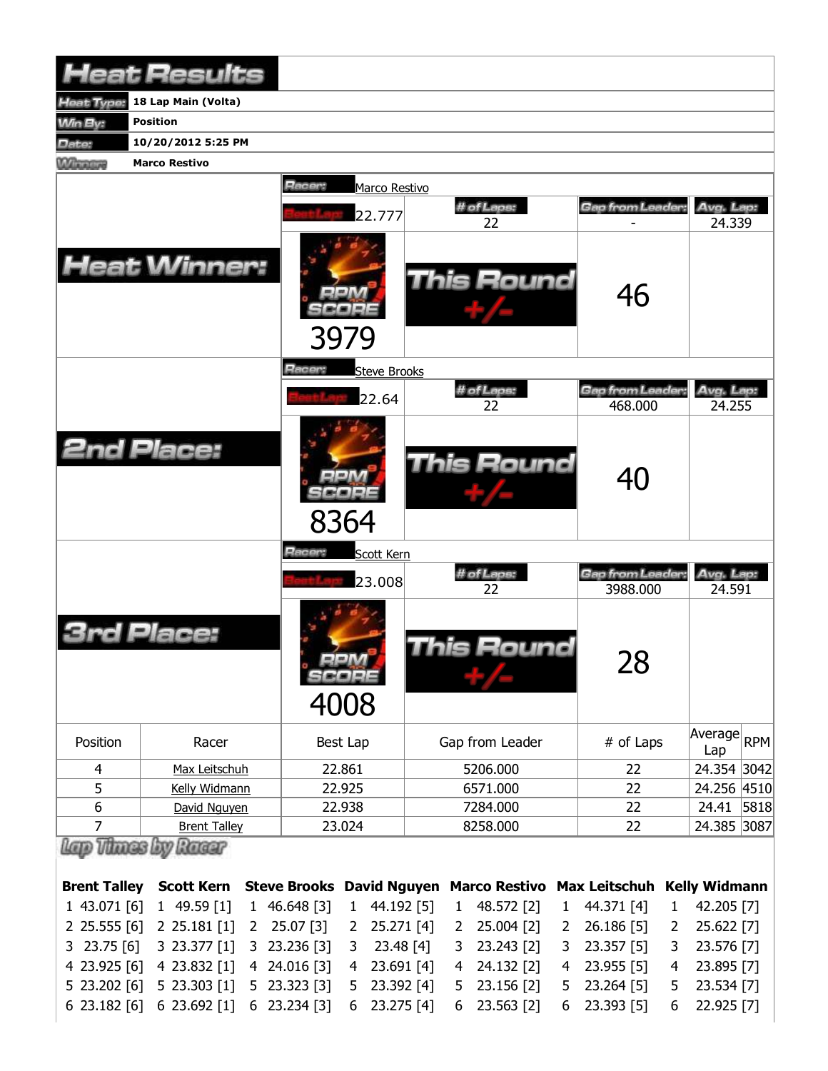# Heat Results

| | |
|---|---|
| **Heat Type:** | **18 Lap Main (Volta)** |
| **Win By:** | **Position** |
| **Date:** | **10/20/2012 5:25 PM** |
| **Winner:** | **Marco Restivo** |

## Heat Winner:

**Racer:** Marco Restivo

| Best Lap | # of Laps | Gap from Leader | Avg. Lap |
|---|---|---|---|
| 22.777 | 22 | - | 24.339 |

RPM SCORE: 3979

This Round +/-: 46

## 2nd Place:

**Racer:** Steve Brooks

| Best Lap | # of Laps | Gap from Leader | Avg. Lap |
|---|---|---|---|
| 22.64 | 22 | 468.000 | 24.255 |

RPM SCORE: 8364

This Round +/-: 40

## 3rd Place:

**Racer:** Scott Kern

| Best Lap | # of Laps | Gap from Leader | Avg. Lap |
|---|---|---|---|
| 23.008 | 22 | 3988.000 | 24.591 |

RPM SCORE: 4008

This Round +/-: 28

| Position | Racer | Best Lap | Gap from Leader | # of Laps | Average Lap | RPM |
|---|---|---|---|---|---|---|
| 4 | Max Leitschuh | 22.861 | 5206.000 | 22 | 24.354 | 3042 |
| 5 | Kelly Widmann | 22.925 | 6571.000 | 22 | 24.256 | 4510 |
| 6 | David Nguyen | 22.938 | 7284.000 | 22 | 24.41 | 5818 |
| 7 | Brent Talley | 23.024 | 8258.000 | 22 | 24.385 | 3087 |

## Lap Times by Racer

| Brent Talley | Scott Kern | Steve Brooks | David Nguyen | Marco Restivo | Max Leitschuh | Kelly Widmann |
|---|---|---|---|---|---|---|
| 1 43.071 [6] | 1 49.59 [1] | 1 46.648 [3] | 1 44.192 [5] | 1 48.572 [2] | 1 44.371 [4] | 1 42.205 [7] |
| 2 25.555 [6] | 2 25.181 [1] | 2 25.07 [3] | 2 25.271 [4] | 2 25.004 [2] | 2 26.186 [5] | 2 25.622 [7] |
| 3 23.75 [6] | 3 23.377 [1] | 3 23.236 [3] | 3 23.48 [4] | 3 23.243 [2] | 3 23.357 [5] | 3 23.576 [7] |
| 4 23.925 [6] | 4 23.832 [1] | 4 24.016 [3] | 4 23.691 [4] | 4 24.132 [2] | 4 23.955 [5] | 4 23.895 [7] |
| 5 23.202 [6] | 5 23.303 [1] | 5 23.323 [3] | 5 23.392 [4] | 5 23.156 [2] | 5 23.264 [5] | 5 23.534 [7] |
| 6 23.182 [6] | 6 23.692 [1] | 6 23.234 [3] | 6 23.275 [4] | 6 23.563 [2] | 6 23.393 [5] | 6 22.925 [7] |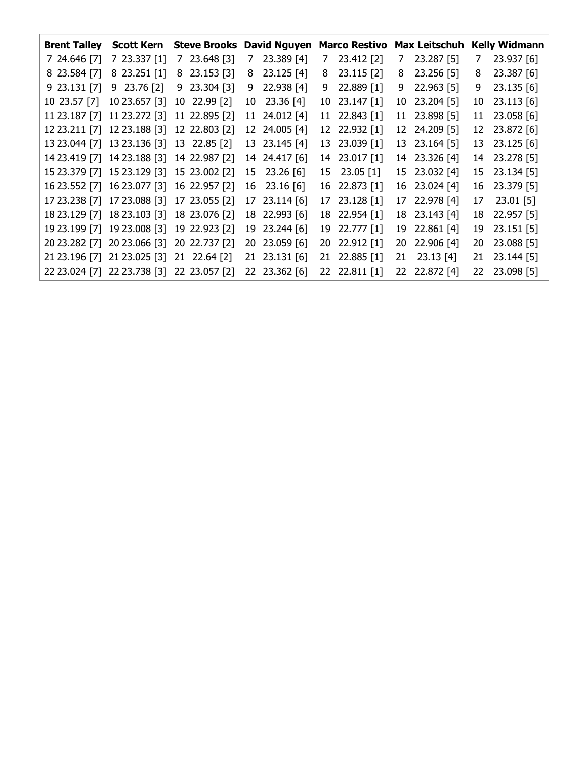| Brent Talley | Scott Kern | Steve Brooks | David Nguyen | Marco Restivo | Max Leitschuh | Kelly Widmann |
|---|---|---|---|---|---|---|
| 7 24.646 [7] | 7 23.337 [1] | 7 23.648 [3] | 7 23.389 [4] | 7 23.412 [2] | 7 23.287 [5] | 7 23.937 [6] |
| 8 23.584 [7] | 8 23.251 [1] | 8 23.153 [3] | 8 23.125 [4] | 8 23.115 [2] | 8 23.256 [5] | 8 23.387 [6] |
| 9 23.131 [7] | 9 23.76 [2] | 9 23.304 [3] | 9 22.938 [4] | 9 22.889 [1] | 9 22.963 [5] | 9 23.135 [6] |
| 10 23.57 [7] | 10 23.657 [3] | 10 22.99 [2] | 10 23.36 [4] | 10 23.147 [1] | 10 23.204 [5] | 10 23.113 [6] |
| 11 23.187 [7] | 11 23.272 [3] | 11 22.895 [2] | 11 24.012 [4] | 11 22.843 [1] | 11 23.898 [5] | 11 23.058 [6] |
| 12 23.211 [7] | 12 23.188 [3] | 12 22.803 [2] | 12 24.005 [4] | 12 22.932 [1] | 12 24.209 [5] | 12 23.872 [6] |
| 13 23.044 [7] | 13 23.136 [3] | 13 22.85 [2] | 13 23.145 [4] | 13 23.039 [1] | 13 23.164 [5] | 13 23.125 [6] |
| 14 23.419 [7] | 14 23.188 [3] | 14 22.987 [2] | 14 24.417 [6] | 14 23.017 [1] | 14 23.326 [4] | 14 23.278 [5] |
| 15 23.379 [7] | 15 23.129 [3] | 15 23.002 [2] | 15 23.26 [6] | 15 23.05 [1] | 15 23.032 [4] | 15 23.134 [5] |
| 16 23.552 [7] | 16 23.077 [3] | 16 22.957 [2] | 16 23.16 [6] | 16 22.873 [1] | 16 23.024 [4] | 16 23.379 [5] |
| 17 23.238 [7] | 17 23.088 [3] | 17 23.055 [2] | 17 23.114 [6] | 17 23.128 [1] | 17 22.978 [4] | 17 23.01 [5] |
| 18 23.129 [7] | 18 23.103 [3] | 18 23.076 [2] | 18 22.993 [6] | 18 22.954 [1] | 18 23.143 [4] | 18 22.957 [5] |
| 19 23.199 [7] | 19 23.008 [3] | 19 22.923 [2] | 19 23.244 [6] | 19 22.777 [1] | 19 22.861 [4] | 19 23.151 [5] |
| 20 23.282 [7] | 20 23.066 [3] | 20 22.737 [2] | 20 23.059 [6] | 20 22.912 [1] | 20 22.906 [4] | 20 23.088 [5] |
| 21 23.196 [7] | 21 23.025 [3] | 21 22.64 [2] | 21 23.131 [6] | 21 22.885 [1] | 21 23.13 [4] | 21 23.144 [5] |
| 22 23.024 [7] | 22 23.738 [3] | 22 23.057 [2] | 22 23.362 [6] | 22 22.811 [1] | 22 22.872 [4] | 22 23.098 [5] |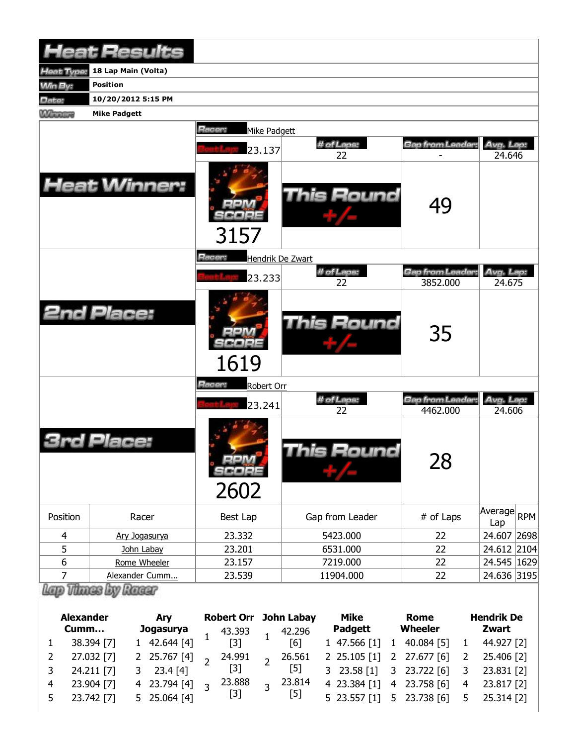# Heat Results

| | |
|---|---|
| **Heat Type:** | **18 Lap Main (Volta)** |
| **Win By:** | **Position** |
| **Date:** | **10/20/2012 5:15 PM** |
| **Winner:** | **Mike Padgett** |

## Heat Winner:

**Racer:** Mike Padgett

| Best Lap | # of Laps | Gap from Leader | Avg. Lap |
|---|---|---|---|
| 23.137 | 22 | - | 24.646 |

RPM SCORE: 3157

This Round +/-: 49

## 2nd Place:

**Racer:** Hendrik De Zwart

| Best Lap | # of Laps | Gap from Leader | Avg. Lap |
|---|---|---|---|
| 23.233 | 22 | 3852.000 | 24.675 |

RPM SCORE: 1619

This Round +/-: 35

## 3rd Place:

**Racer:** Robert Orr

| Best Lap | # of Laps | Gap from Leader | Avg. Lap |
|---|---|---|---|
| 23.241 | 22 | 4462.000 | 24.606 |

RPM SCORE: 2602

This Round +/-: 28

| Position | Racer | Best Lap | Gap from Leader | # of Laps | Average Lap | RPM |
|---|---|---|---|---|---|---|
| 4 | Ary Jogasurya | 23.332 | 5423.000 | 22 | 24.607 | 2698 |
| 5 | John Labay | 23.201 | 6531.000 | 22 | 24.612 | 2104 |
| 6 | Rome Wheeler | 23.157 | 7219.000 | 22 | 24.545 | 1629 |
| 7 | Alexander Cumm... | 23.539 | 11904.000 | 22 | 24.636 | 3195 |

## Lap Times by Racer

| | Alexander Cumm... | | Ary Jogasurya | | Robert Orr | | John Labay | | Mike Padgett | | Rome Wheeler | | Hendrik De Zwart |
|---|---|---|---|---|---|---|---|---|---|---|---|---|---|
| 1 | 38.394 [7] | 1 | 42.644 [4] | 1 | 43.393 [3] | 1 | 42.296 [6] | 1 | 47.566 [1] | 1 | 40.084 [5] | 1 | 44.927 [2] |
| 2 | 27.032 [7] | 2 | 25.767 [4] | 2 | 24.991 [3] | 2 | 26.561 [5] | 2 | 25.105 [1] | 2 | 27.677 [6] | 2 | 25.406 [2] |
| 3 | 24.211 [7] | 3 | 23.4 [4] | 3 | 23.888 [3] | 3 | 23.814 [5] | 3 | 23.58 [1] | 3 | 23.722 [6] | 3 | 23.831 [2] |
| 4 | 23.904 [7] | 4 | 23.794 [4] | | | | | 4 | 23.384 [1] | 4 | 23.758 [6] | 4 | 23.817 [2] |
| 5 | 23.742 [7] | 5 | 25.064 [4] | | | | | 5 | 23.557 [1] | 5 | 23.738 [6] | 5 | 25.314 [2] |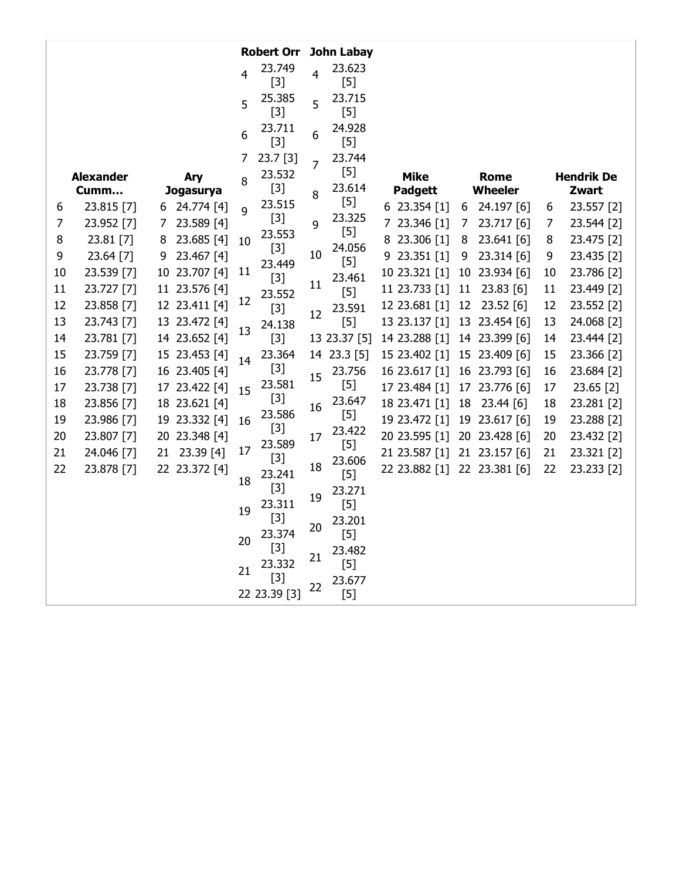| Alexander Cumm… | | Ary Jogasurya | | Robert Orr | | John Labay | | Mike Padgett | | Rome Wheeler | | Hendrik De Zwart | |
|---|---|---|---|---|---|---|---|---|---|---|---|---|---|
| | | | | 4 | 23.749 [3] | 4 | 23.623 [5] | | | | | | |
| | | | | 5 | 25.385 [3] | 5 | 23.715 [5] | | | | | | |
| 6 | 23.815 [7] | 6 | 24.774 [4] | 6 | 23.711 [3] | 6 | 24.928 [5] | 6 | 23.354 [1] | 6 | 24.197 [6] | 6 | 23.557 [2] |
| 7 | 23.952 [7] | 7 | 23.589 [4] | 7 | 23.7 [3] | 7 | 23.744 [5] | 7 | 23.346 [1] | 7 | 23.717 [6] | 7 | 23.544 [2] |
| 8 | 23.81 [7] | 8 | 23.685 [4] | 8 | 23.532 [3] | 8 | 23.614 [5] | 8 | 23.306 [1] | 8 | 23.641 [6] | 8 | 23.475 [2] |
| 9 | 23.64 [7] | 9 | 23.467 [4] | 9 | 23.515 [3] | 9 | 23.325 [5] | 9 | 23.351 [1] | 9 | 23.314 [6] | 9 | 23.435 [2] |
| 10 | 23.539 [7] | 10 | 23.707 [4] | 10 | 23.553 [3] | 10 | 24.056 [5] | 10 | 23.321 [1] | 10 | 23.934 [6] | 10 | 23.786 [2] |
| 11 | 23.727 [7] | 11 | 23.576 [4] | 11 | 23.449 [3] | 11 | 23.461 [5] | 11 | 23.733 [1] | 11 | 23.83 [6] | 11 | 23.449 [2] |
| 12 | 23.858 [7] | 12 | 23.411 [4] | 12 | 23.552 [3] | 12 | 23.591 [5] | 12 | 23.681 [1] | 12 | 23.52 [6] | 12 | 23.552 [2] |
| 13 | 23.743 [7] | 13 | 23.472 [4] | 13 | 24.138 [3] | 13 | 23.37 [5] | 13 | 23.137 [1] | 13 | 23.454 [6] | 13 | 24.068 [2] |
| 14 | 23.781 [7] | 14 | 23.652 [4] | 14 | 23.364 [3] | 14 | 23.3 [5] | 14 | 23.288 [1] | 14 | 23.399 [6] | 14 | 23.444 [2] |
| 15 | 23.759 [7] | 15 | 23.453 [4] | 15 | 23.581 [3] | 15 | 23.756 [5] | 15 | 23.402 [1] | 15 | 23.409 [6] | 15 | 23.366 [2] |
| 16 | 23.778 [7] | 16 | 23.405 [4] | 16 | 23.586 [3] | 16 | 23.647 [5] | 16 | 23.617 [1] | 16 | 23.793 [6] | 16 | 23.684 [2] |
| 17 | 23.738 [7] | 17 | 23.422 [4] | 17 | 23.589 [3] | 17 | 23.422 [5] | 17 | 23.484 [1] | 17 | 23.776 [6] | 17 | 23.65 [2] |
| 18 | 23.856 [7] | 18 | 23.621 [4] | 18 | 23.241 [3] | 18 | 23.606 [5] | 18 | 23.471 [1] | 18 | 23.44 [6] | 18 | 23.281 [2] |
| 19 | 23.986 [7] | 19 | 23.332 [4] | 19 | 23.311 [3] | 19 | 23.271 [5] | 19 | 23.472 [1] | 19 | 23.617 [6] | 19 | 23.288 [2] |
| 20 | 23.807 [7] | 20 | 23.348 [4] | 20 | 23.374 [3] | 20 | 23.201 [5] | 20 | 23.595 [1] | 20 | 23.428 [6] | 20 | 23.432 [2] |
| 21 | 24.046 [7] | 21 | 23.39 [4] | 21 | 23.332 [3] | 21 | 23.482 [5] | 21 | 23.587 [1] | 21 | 23.157 [6] | 21 | 23.321 [2] |
| 22 | 23.878 [7] | 22 | 23.372 [4] | 22 | 23.39 [3] | 22 | 23.677 [5] | 22 | 23.882 [1] | 22 | 23.381 [6] | 22 | 23.233 [2] |